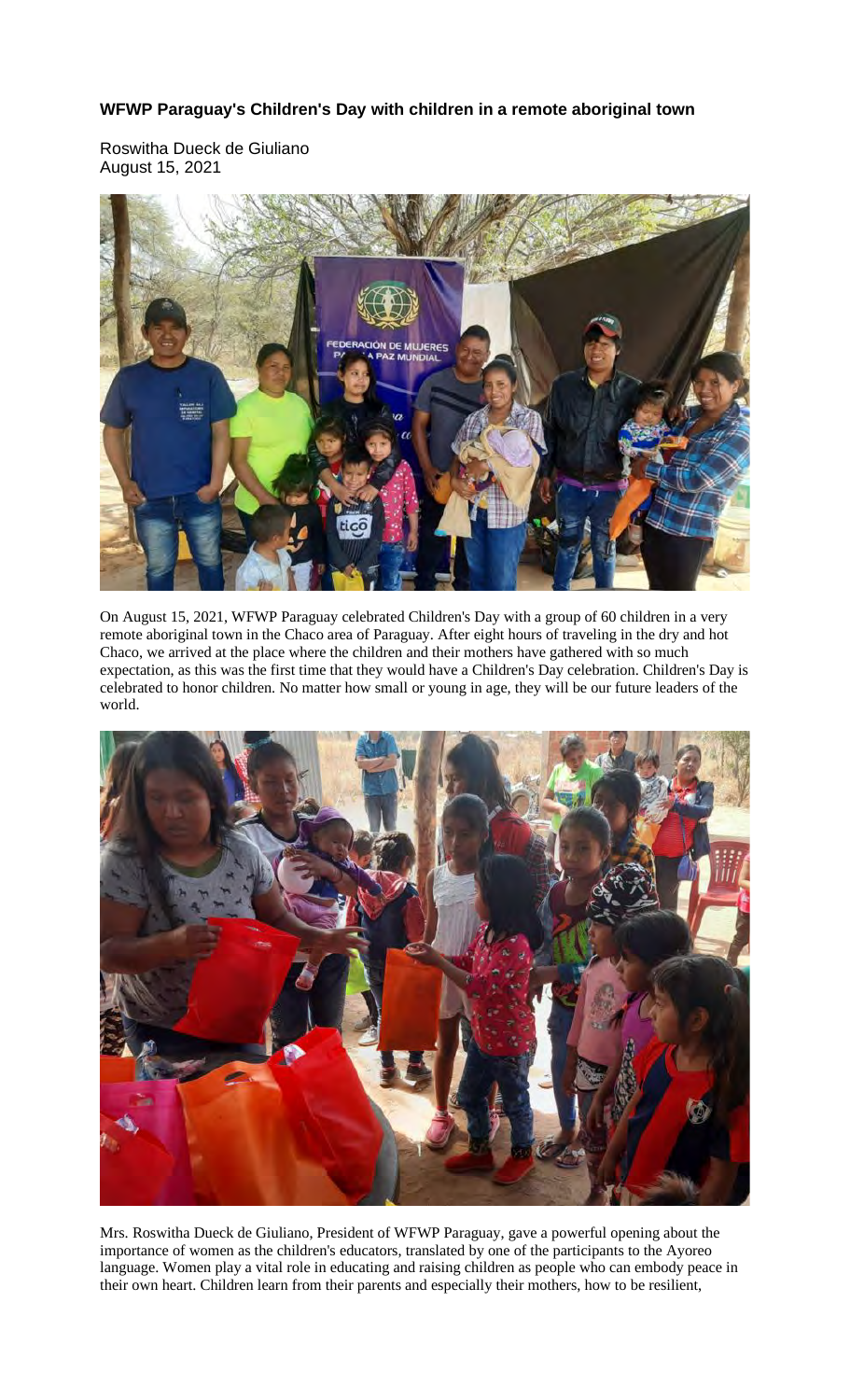**WFWP Paraguay's Children's Day with children in a remote aboriginal town**

Roswitha Dueck de Giuliano
August 15, 2021

On August 15, 2021, WFWP Paraguay celebrated Children's Day with a group of 60 children in a very remote aboriginal town in the Chaco area of Paraguay. After eight hours of traveling in the dry and hot Chaco, we arrived at the place where the children and their mothers have gathered with so much expectation, as this was the first time that they would have a Children's Day celebration. Children's Day is celebrated to honor children. No matter how small or young in age, they will be our future leaders of the world.

Mrs. Roswitha Dueck de Giuliano, President of WFWP Paraguay, gave a powerful opening about the importance of women as the children's educators, translated by one of the participants to the Ayoreo language. Women play a vital role in educating and raising children as people who can embody peace in their own heart. Children learn from their parents and especially their mothers, how to be resilient,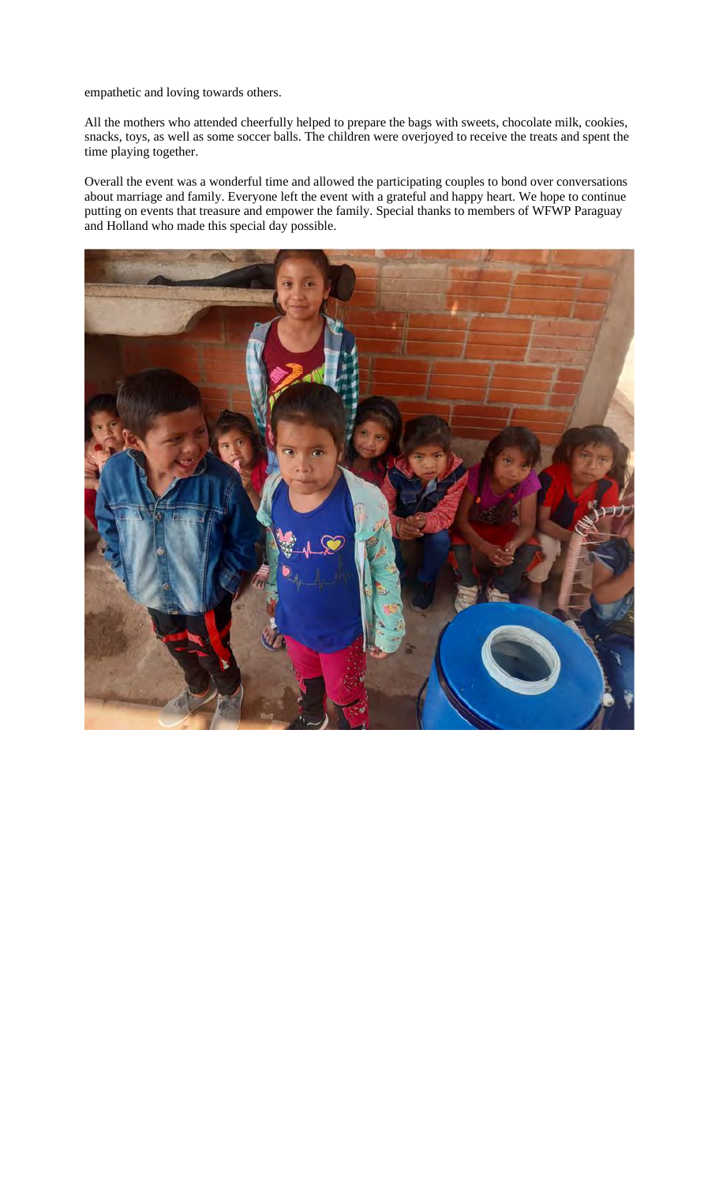empathetic and loving towards others.

All the mothers who attended cheerfully helped to prepare the bags with sweets, chocolate milk, cookies, snacks, toys, as well as some soccer balls. The children were overjoyed to receive the treats and spent the time playing together.

Overall the event was a wonderful time and allowed the participating couples to bond over conversations about marriage and family. Everyone left the event with a grateful and happy heart. We hope to continue putting on events that treasure and empower the family. Special thanks to members of WFWP Paraguay and Holland who made this special day possible.